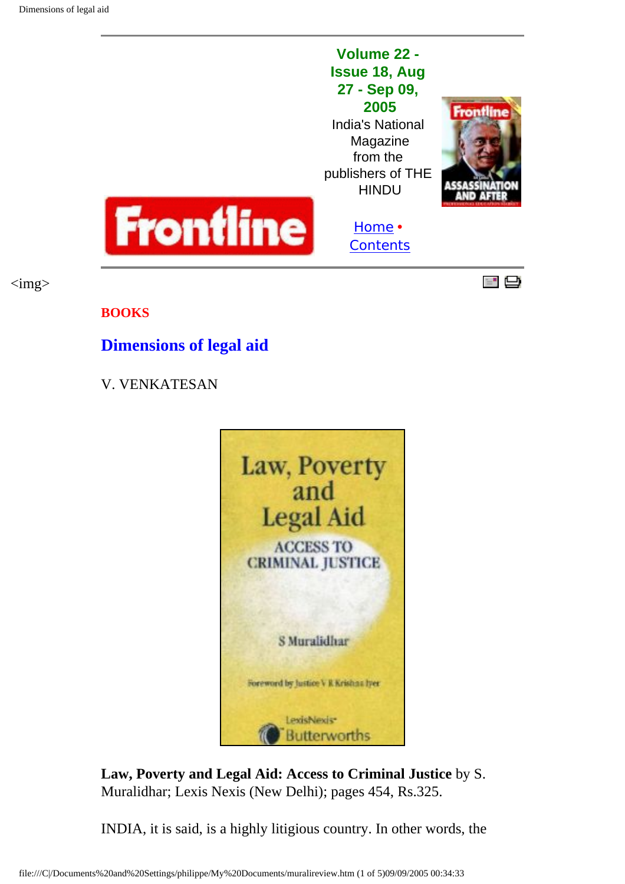Volume 22 - Issue 18, Aug 27 - Sep 09, 2005

India's National Magazine from the publishers of THE HINDU

Home • Contents

BOOKS

# Dimensions of legal aid

V. VENKATESAN

**Law, Poverty and Legal Aid: Access to Criminal Justice** by S. Muralidhar; Lexis Nexis (New Delhi); pages 454, Rs.325.

INDIA, it is said, is a highly litigious country. In other words, the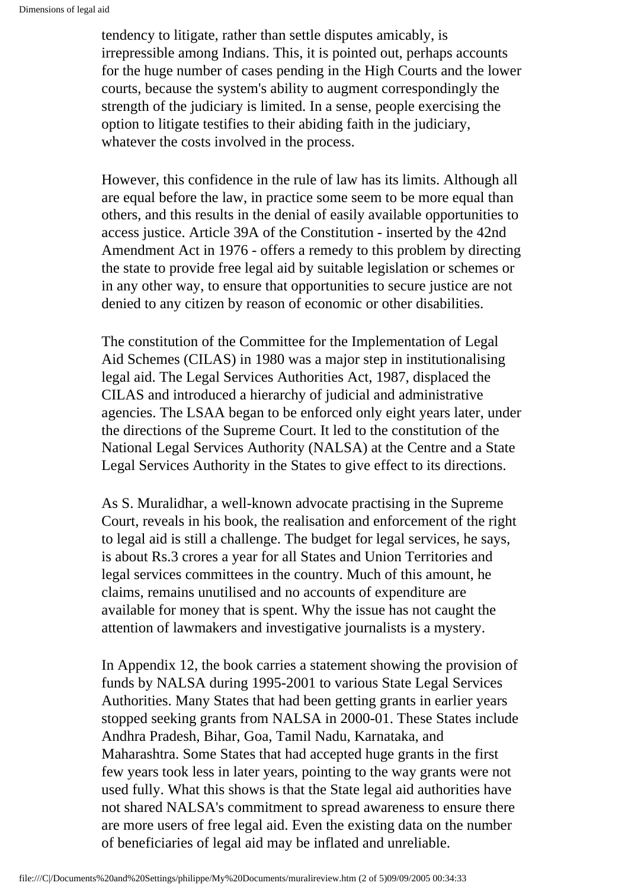tendency to litigate, rather than settle disputes amicably, is irrepressible among Indians. This, it is pointed out, perhaps accounts for the huge number of cases pending in the High Courts and the lower courts, because the system's ability to augment correspondingly the strength of the judiciary is limited. In a sense, people exercising the option to litigate testifies to their abiding faith in the judiciary, whatever the costs involved in the process.

However, this confidence in the rule of law has its limits. Although all are equal before the law, in practice some seem to be more equal than others, and this results in the denial of easily available opportunities to access justice. Article 39A of the Constitution - inserted by the 42nd Amendment Act in 1976 - offers a remedy to this problem by directing the state to provide free legal aid by suitable legislation or schemes or in any other way, to ensure that opportunities to secure justice are not denied to any citizen by reason of economic or other disabilities.

The constitution of the Committee for the Implementation of Legal Aid Schemes (CILAS) in 1980 was a major step in institutionalising legal aid. The Legal Services Authorities Act, 1987, displaced the CILAS and introduced a hierarchy of judicial and administrative agencies. The LSAA began to be enforced only eight years later, under the directions of the Supreme Court. It led to the constitution of the National Legal Services Authority (NALSA) at the Centre and a State Legal Services Authority in the States to give effect to its directions.

As S. Muralidhar, a well-known advocate practising in the Supreme Court, reveals in his book, the realisation and enforcement of the right to legal aid is still a challenge. The budget for legal services, he says, is about Rs.3 crores a year for all States and Union Territories and legal services committees in the country. Much of this amount, he claims, remains unutilised and no accounts of expenditure are available for money that is spent. Why the issue has not caught the attention of lawmakers and investigative journalists is a mystery.

In Appendix 12, the book carries a statement showing the provision of funds by NALSA during 1995-2001 to various State Legal Services Authorities. Many States that had been getting grants in earlier years stopped seeking grants from NALSA in 2000-01. These States include Andhra Pradesh, Bihar, Goa, Tamil Nadu, Karnataka, and Maharashtra. Some States that had accepted huge grants in the first few years took less in later years, pointing to the way grants were not used fully. What this shows is that the State legal aid authorities have not shared NALSA's commitment to spread awareness to ensure there are more users of free legal aid. Even the existing data on the number of beneficiaries of legal aid may be inflated and unreliable.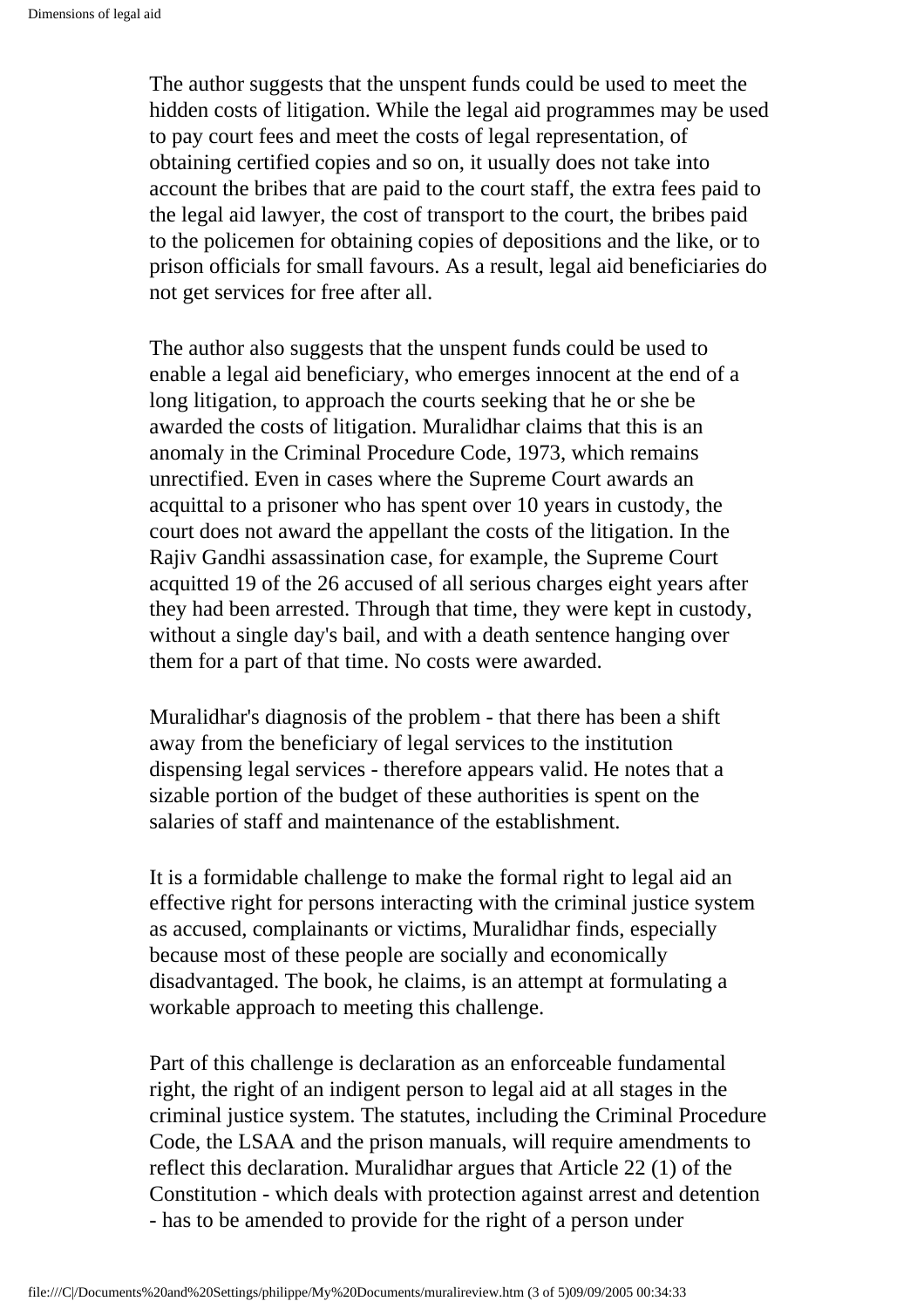The author suggests that the unspent funds could be used to meet the hidden costs of litigation. While the legal aid programmes may be used to pay court fees and meet the costs of legal representation, of obtaining certified copies and so on, it usually does not take into account the bribes that are paid to the court staff, the extra fees paid to the legal aid lawyer, the cost of transport to the court, the bribes paid to the policemen for obtaining copies of depositions and the like, or to prison officials for small favours. As a result, legal aid beneficiaries do not get services for free after all.

The author also suggests that the unspent funds could be used to enable a legal aid beneficiary, who emerges innocent at the end of a long litigation, to approach the courts seeking that he or she be awarded the costs of litigation. Muralidhar claims that this is an anomaly in the Criminal Procedure Code, 1973, which remains unrectified. Even in cases where the Supreme Court awards an acquittal to a prisoner who has spent over 10 years in custody, the court does not award the appellant the costs of the litigation. In the Rajiv Gandhi assassination case, for example, the Supreme Court acquitted 19 of the 26 accused of all serious charges eight years after they had been arrested. Through that time, they were kept in custody, without a single day's bail, and with a death sentence hanging over them for a part of that time. No costs were awarded.

Muralidhar's diagnosis of the problem - that there has been a shift away from the beneficiary of legal services to the institution dispensing legal services - therefore appears valid. He notes that a sizable portion of the budget of these authorities is spent on the salaries of staff and maintenance of the establishment.

It is a formidable challenge to make the formal right to legal aid an effective right for persons interacting with the criminal justice system as accused, complainants or victims, Muralidhar finds, especially because most of these people are socially and economically disadvantaged. The book, he claims, is an attempt at formulating a workable approach to meeting this challenge.

Part of this challenge is declaration as an enforceable fundamental right, the right of an indigent person to legal aid at all stages in the criminal justice system. The statutes, including the Criminal Procedure Code, the LSAA and the prison manuals, will require amendments to reflect this declaration. Muralidhar argues that Article 22 (1) of the Constitution - which deals with protection against arrest and detention - has to be amended to provide for the right of a person under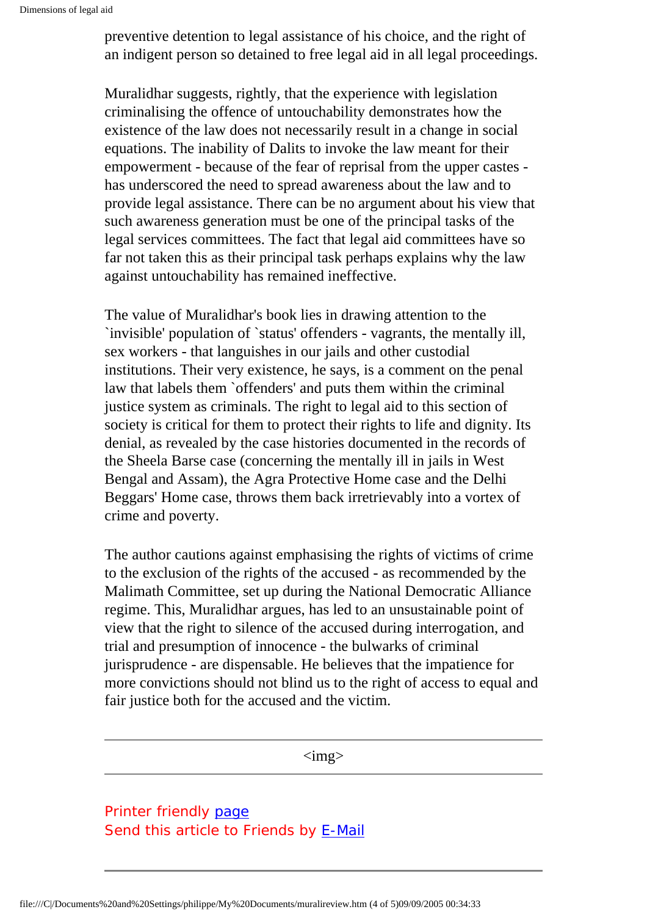preventive detention to legal assistance of his choice, and the right of an indigent person so detained to free legal aid in all legal proceedings.

Muralidhar suggests, rightly, that the experience with legislation criminalising the offence of untouchability demonstrates how the existence of the law does not necessarily result in a change in social equations. The inability of Dalits to invoke the law meant for their empowerment - because of the fear of reprisal from the upper castes - has underscored the need to spread awareness about the law and to provide legal assistance. There can be no argument about his view that such awareness generation must be one of the principal tasks of the legal services committees. The fact that legal aid committees have so far not taken this as their principal task perhaps explains why the law against untouchability has remained ineffective.

The value of Muralidhar's book lies in drawing attention to the `invisible' population of `status' offenders - vagrants, the mentally ill, sex workers - that languishes in our jails and other custodial institutions. Their very existence, he says, is a comment on the penal law that labels them `offenders' and puts them within the criminal justice system as criminals. The right to legal aid to this section of society is critical for them to protect their rights to life and dignity. Its denial, as revealed by the case histories documented in the records of the Sheela Barse case (concerning the mentally ill in jails in West Bengal and Assam), the Agra Protective Home case and the Delhi Beggars' Home case, throws them back irretrievably into a vortex of crime and poverty.

The author cautions against emphasising the rights of victims of crime to the exclusion of the rights of the accused - as recommended by the Malimath Committee, set up during the National Democratic Alliance regime. This, Muralidhar argues, has led to an unsustainable point of view that the right to silence of the accused during interrogation, and trial and presumption of innocence - the bulwarks of criminal jurisprudence - are dispensable. He believes that the impatience for more convictions should not blind us to the right of access to equal and fair justice both for the accused and the victim.

---

Printer friendly page
Send this article to Friends by E-Mail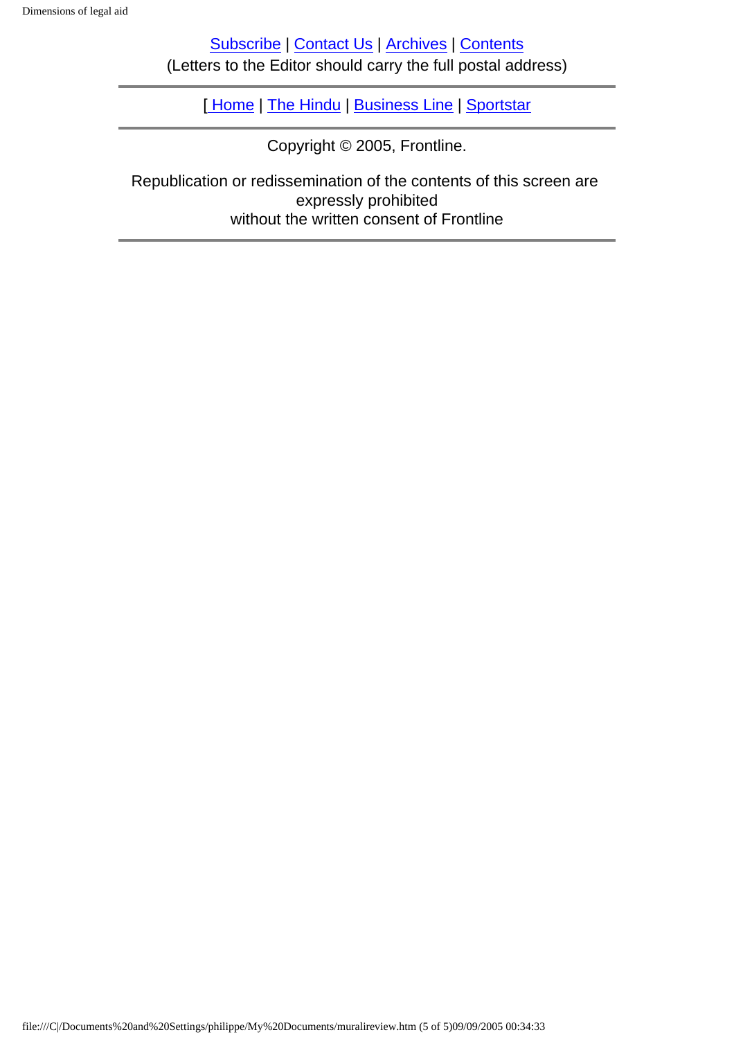Subscribe | Contact Us | Archives | Contents

(Letters to the Editor should carry the full postal address)

---

[ Home | The Hindu | Business Line | Sportstar

---

Copyright © 2005, Frontline.

Republication or redissemination of the contents of this screen are expressly prohibited without the written consent of Frontline

---